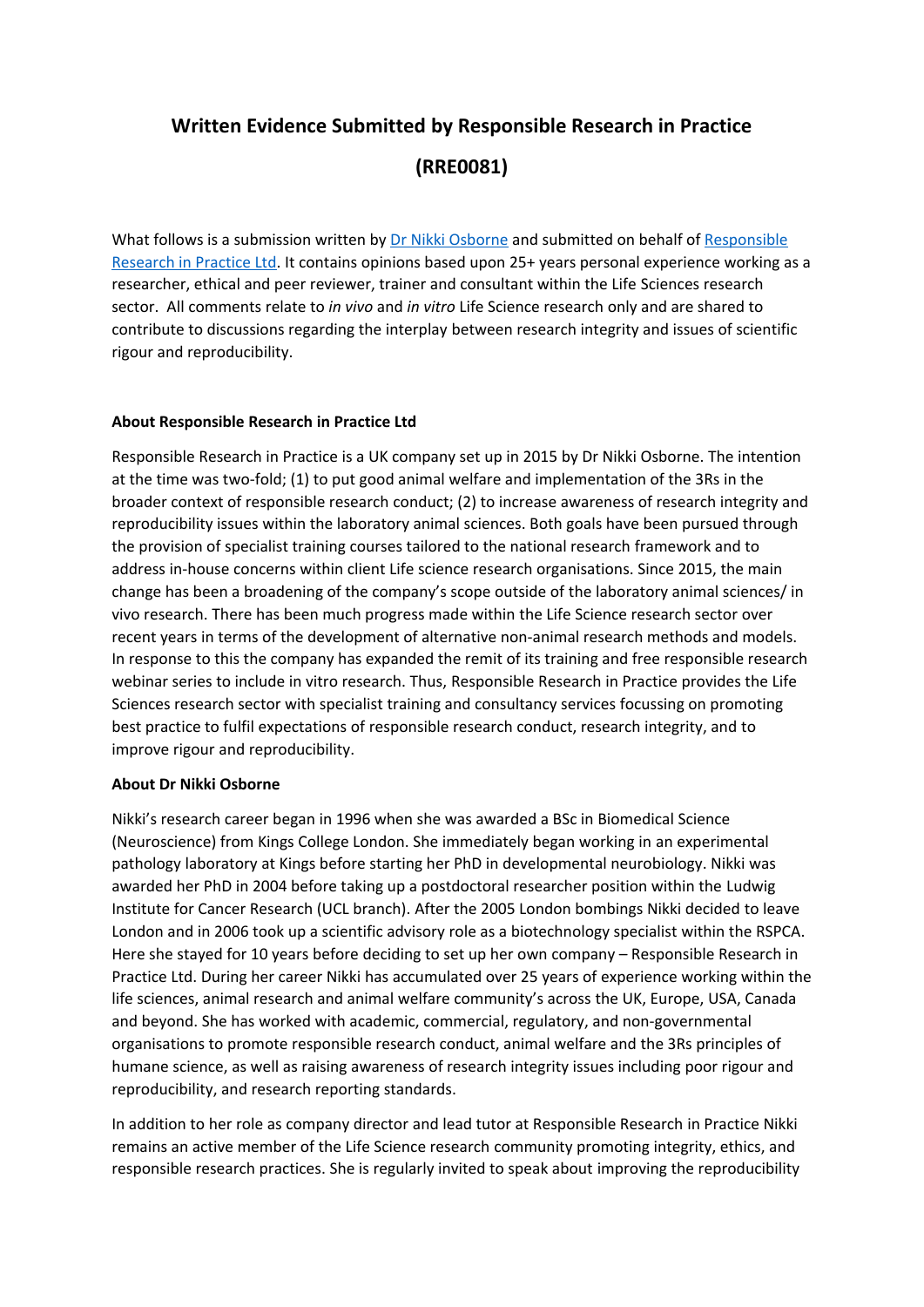# Written Evidence Submitted by Responsible Research in Practice

# (RRE0081)

What follows is a submission written by Dr Nikki Osborne and submitted on behalf of Responsible Research in Practice Ltd. It contains opinions based upon 25+ years personal experience working as a researcher, ethical and peer reviewer, trainer and consultant within the Life Sciences research sector. All comments relate to *in vivo* and *in vitro* Life Science research only and are shared to contribute to discussions regarding the interplay between research integrity and issues of scientific rigour and reproducibility.

**About Responsible Research in Practice Ltd**

Responsible Research in Practice is a UK company set up in 2015 by Dr Nikki Osborne. The intention at the time was two-fold; (1) to put good animal welfare and implementation of the 3Rs in the broader context of responsible research conduct; (2) to increase awareness of research integrity and reproducibility issues within the laboratory animal sciences. Both goals have been pursued through the provision of specialist training courses tailored to the national research framework and to address in-house concerns within client Life science research organisations. Since 2015, the main change has been a broadening of the company's scope outside of the laboratory animal sciences/ in vivo research. There has been much progress made within the Life Science research sector over recent years in terms of the development of alternative non-animal research methods and models. In response to this the company has expanded the remit of its training and free responsible research webinar series to include in vitro research. Thus, Responsible Research in Practice provides the Life Sciences research sector with specialist training and consultancy services focussing on promoting best practice to fulfil expectations of responsible research conduct, research integrity, and to improve rigour and reproducibility.

**About Dr Nikki Osborne**

Nikki's research career began in 1996 when she was awarded a BSc in Biomedical Science (Neuroscience) from Kings College London. She immediately began working in an experimental pathology laboratory at Kings before starting her PhD in developmental neurobiology. Nikki was awarded her PhD in 2004 before taking up a postdoctoral researcher position within the Ludwig Institute for Cancer Research (UCL branch). After the 2005 London bombings Nikki decided to leave London and in 2006 took up a scientific advisory role as a biotechnology specialist within the RSPCA. Here she stayed for 10 years before deciding to set up her own company – Responsible Research in Practice Ltd. During her career Nikki has accumulated over 25 years of experience working within the life sciences, animal research and animal welfare community's across the UK, Europe, USA, Canada and beyond. She has worked with academic, commercial, regulatory, and non-governmental organisations to promote responsible research conduct, animal welfare and the 3Rs principles of humane science, as well as raising awareness of research integrity issues including poor rigour and reproducibility, and research reporting standards.

In addition to her role as company director and lead tutor at Responsible Research in Practice Nikki remains an active member of the Life Science research community promoting integrity, ethics, and responsible research practices. She is regularly invited to speak about improving the reproducibility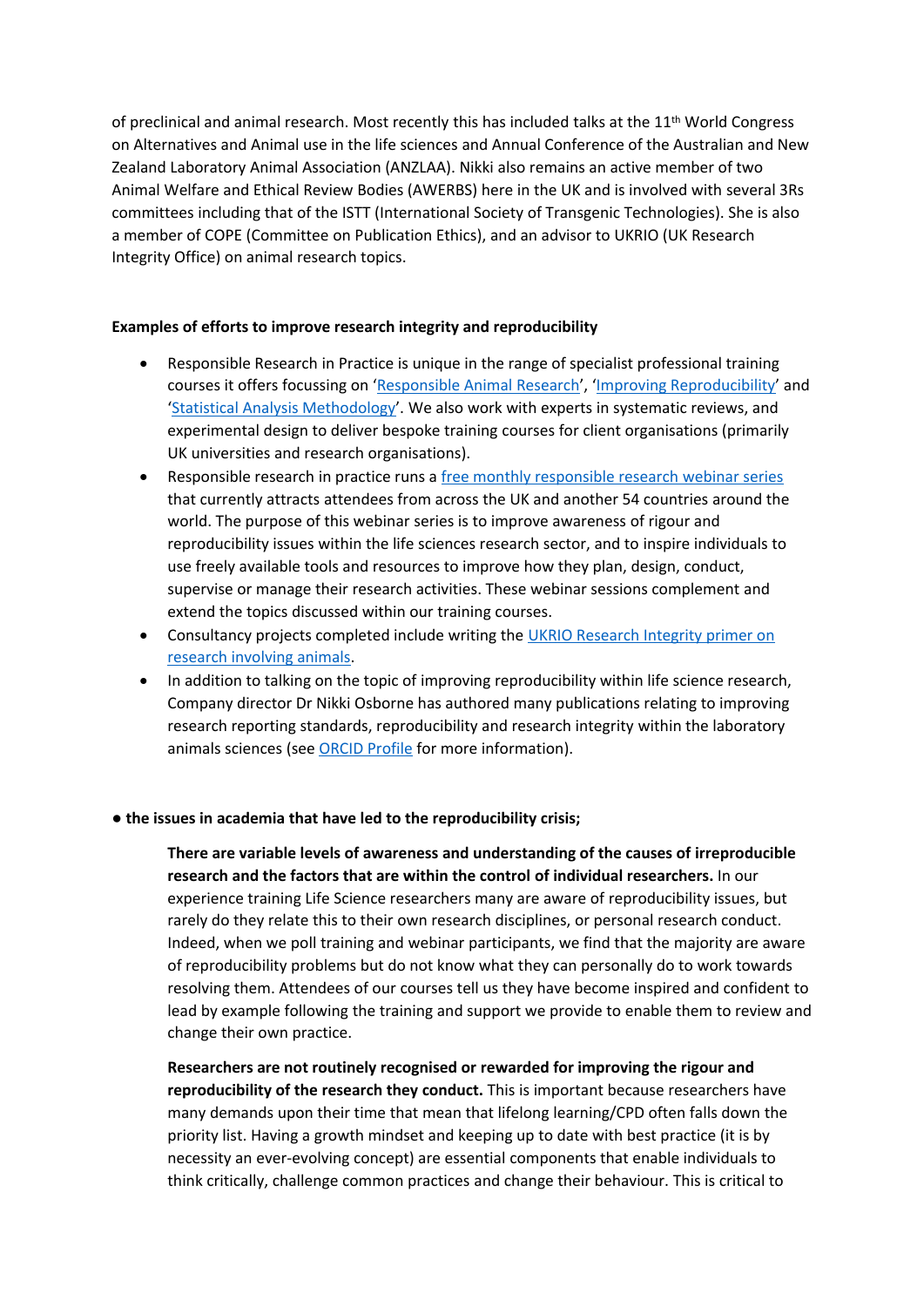of preclinical and animal research. Most recently this has included talks at the 11th World Congress on Alternatives and Animal use in the life sciences and Annual Conference of the Australian and New Zealand Laboratory Animal Association (ANZLAA). Nikki also remains an active member of two Animal Welfare and Ethical Review Bodies (AWERBS) here in the UK and is involved with several 3Rs committees including that of the ISTT (International Society of Transgenic Technologies). She is also a member of COPE (Committee on Publication Ethics), and an advisor to UKRIO (UK Research Integrity Office) on animal research topics.

**Examples of efforts to improve research integrity and reproducibility**

- Responsible Research in Practice is unique in the range of specialist professional training courses it offers focussing on 'Responsible Animal Research', 'Improving Reproducibility' and 'Statistical Analysis Methodology'. We also work with experts in systematic reviews, and experimental design to deliver bespoke training courses for client organisations (primarily UK universities and research organisations).
- Responsible research in practice runs a free monthly responsible research webinar series that currently attracts attendees from across the UK and another 54 countries around the world. The purpose of this webinar series is to improve awareness of rigour and reproducibility issues within the life sciences research sector, and to inspire individuals to use freely available tools and resources to improve how they plan, design, conduct, supervise or manage their research activities. These webinar sessions complement and extend the topics discussed within our training courses.
- Consultancy projects completed include writing the UKRIO Research Integrity primer on research involving animals.
- In addition to talking on the topic of improving reproducibility within life science research, Company director Dr Nikki Osborne has authored many publications relating to improving research reporting standards, reproducibility and research integrity within the laboratory animals sciences (see ORCID Profile for more information).

**● the issues in academia that have led to the reproducibility crisis;**

**There are variable levels of awareness and understanding of the causes of irreproducible research and the factors that are within the control of individual researchers.** In our experience training Life Science researchers many are aware of reproducibility issues, but rarely do they relate this to their own research disciplines, or personal research conduct. Indeed, when we poll training and webinar participants, we find that the majority are aware of reproducibility problems but do not know what they can personally do to work towards resolving them. Attendees of our courses tell us they have become inspired and confident to lead by example following the training and support we provide to enable them to review and change their own practice.

**Researchers are not routinely recognised or rewarded for improving the rigour and reproducibility of the research they conduct.** This is important because researchers have many demands upon their time that mean that lifelong learning/CPD often falls down the priority list. Having a growth mindset and keeping up to date with best practice (it is by necessity an ever-evolving concept) are essential components that enable individuals to think critically, challenge common practices and change their behaviour. This is critical to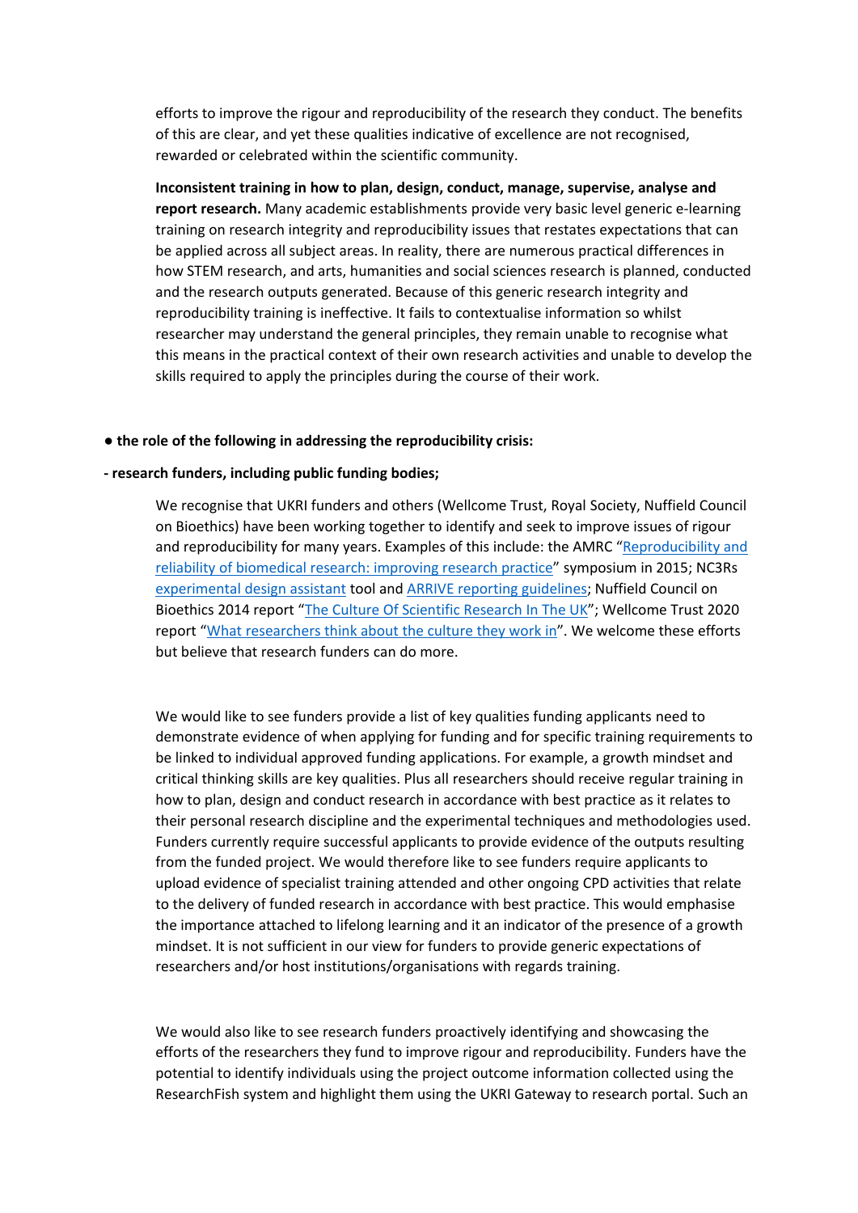efforts to improve the rigour and reproducibility of the research they conduct. The benefits of this are clear, and yet these qualities indicative of excellence are not recognised, rewarded or celebrated within the scientific community.

**Inconsistent training in how to plan, design, conduct, manage, supervise, analyse and report research.** Many academic establishments provide very basic level generic e-learning training on research integrity and reproducibility issues that restates expectations that can be applied across all subject areas. In reality, there are numerous practical differences in how STEM research, and arts, humanities and social sciences research is planned, conducted and the research outputs generated. Because of this generic research integrity and reproducibility training is ineffective. It fails to contextualise information so whilst researcher may understand the general principles, they remain unable to recognise what this means in the practical context of their own research activities and unable to develop the skills required to apply the principles during the course of their work.

**● the role of the following in addressing the reproducibility crisis:**

**- research funders, including public funding bodies;**

We recognise that UKRI funders and others (Wellcome Trust, Royal Society, Nuffield Council on Bioethics) have been working together to identify and seek to improve issues of rigour and reproducibility for many years. Examples of this include: the AMRC "Reproducibility and reliability of biomedical research: improving research practice" symposium in 2015; NC3Rs experimental design assistant tool and ARRIVE reporting guidelines; Nuffield Council on Bioethics 2014 report "The Culture Of Scientific Research In The UK"; Wellcome Trust 2020 report "What researchers think about the culture they work in". We welcome these efforts but believe that research funders can do more.

We would like to see funders provide a list of key qualities funding applicants need to demonstrate evidence of when applying for funding and for specific training requirements to be linked to individual approved funding applications. For example, a growth mindset and critical thinking skills are key qualities. Plus all researchers should receive regular training in how to plan, design and conduct research in accordance with best practice as it relates to their personal research discipline and the experimental techniques and methodologies used. Funders currently require successful applicants to provide evidence of the outputs resulting from the funded project. We would therefore like to see funders require applicants to upload evidence of specialist training attended and other ongoing CPD activities that relate to the delivery of funded research in accordance with best practice. This would emphasise the importance attached to lifelong learning and it an indicator of the presence of a growth mindset. It is not sufficient in our view for funders to provide generic expectations of researchers and/or host institutions/organisations with regards training.

We would also like to see research funders proactively identifying and showcasing the efforts of the researchers they fund to improve rigour and reproducibility. Funders have the potential to identify individuals using the project outcome information collected using the ResearchFish system and highlight them using the UKRI Gateway to research portal. Such an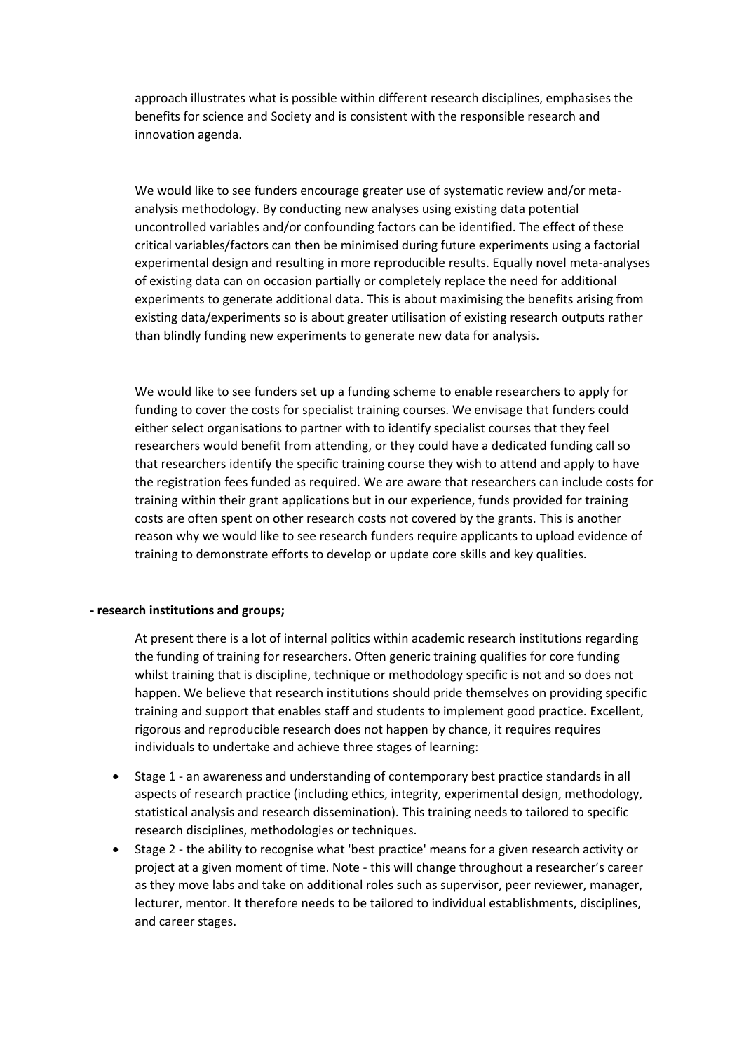approach illustrates what is possible within different research disciplines, emphasises the benefits for science and Society and is consistent with the responsible research and innovation agenda.

We would like to see funders encourage greater use of systematic review and/or meta-analysis methodology. By conducting new analyses using existing data potential uncontrolled variables and/or confounding factors can be identified. The effect of these critical variables/factors can then be minimised during future experiments using a factorial experimental design and resulting in more reproducible results. Equally novel meta-analyses of existing data can on occasion partially or completely replace the need for additional experiments to generate additional data. This is about maximising the benefits arising from existing data/experiments so is about greater utilisation of existing research outputs rather than blindly funding new experiments to generate new data for analysis.

We would like to see funders set up a funding scheme to enable researchers to apply for funding to cover the costs for specialist training courses. We envisage that funders could either select organisations to partner with to identify specialist courses that they feel researchers would benefit from attending, or they could have a dedicated funding call so that researchers identify the specific training course they wish to attend and apply to have the registration fees funded as required. We are aware that researchers can include costs for training within their grant applications but in our experience, funds provided for training costs are often spent on other research costs not covered by the grants. This is another reason why we would like to see research funders require applicants to upload evidence of training to demonstrate efforts to develop or update core skills and key qualities.

**- research institutions and groups;**

At present there is a lot of internal politics within academic research institutions regarding the funding of training for researchers. Often generic training qualifies for core funding whilst training that is discipline, technique or methodology specific is not and so does not happen. We believe that research institutions should pride themselves on providing specific training and support that enables staff and students to implement good practice. Excellent, rigorous and reproducible research does not happen by chance, it requires requires individuals to undertake and achieve three stages of learning:

- Stage 1 - an awareness and understanding of contemporary best practice standards in all aspects of research practice (including ethics, integrity, experimental design, methodology, statistical analysis and research dissemination). This training needs to tailored to specific research disciplines, methodologies or techniques.
- Stage 2 - the ability to recognise what 'best practice' means for a given research activity or project at a given moment of time. Note - this will change throughout a researcher's career as they move labs and take on additional roles such as supervisor, peer reviewer, manager, lecturer, mentor. It therefore needs to be tailored to individual establishments, disciplines, and career stages.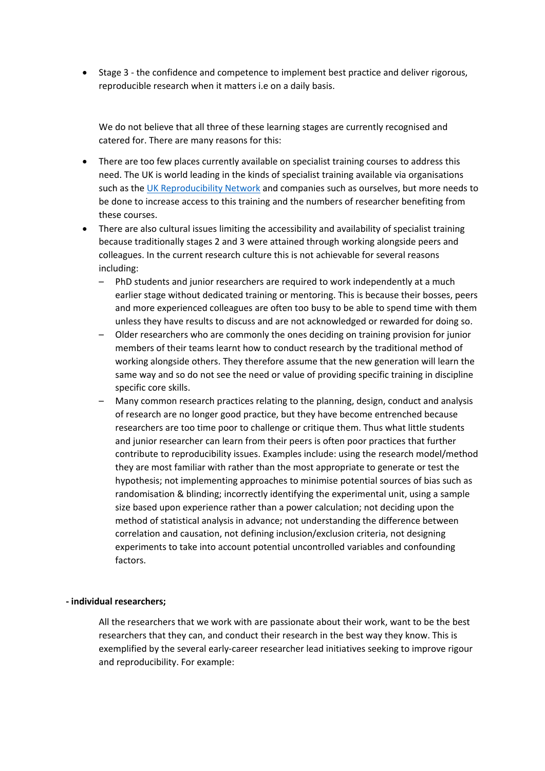- Stage 3 - the confidence and competence to implement best practice and deliver rigorous, reproducible research when it matters i.e on a daily basis.

We do not believe that all three of these learning stages are currently recognised and catered for. There are many reasons for this:

- There are too few places currently available on specialist training courses to address this need. The UK is world leading in the kinds of specialist training available via organisations such as the [UK Reproducibility Network]() and companies such as ourselves, but more needs to be done to increase access to this training and the numbers of researcher benefiting from these courses.
- There are also cultural issues limiting the accessibility and availability of specialist training because traditionally stages 2 and 3 were attained through working alongside peers and colleagues. In the current research culture this is not achievable for several reasons including:
  - PhD students and junior researchers are required to work independently at a much earlier stage without dedicated training or mentoring. This is because their bosses, peers and more experienced colleagues are often too busy to be able to spend time with them unless they have results to discuss and are not acknowledged or rewarded for doing so.
  - Older researchers who are commonly the ones deciding on training provision for junior members of their teams learnt how to conduct research by the traditional method of working alongside others. They therefore assume that the new generation will learn the same way and so do not see the need or value of providing specific training in discipline specific core skills.
  - Many common research practices relating to the planning, design, conduct and analysis of research are no longer good practice, but they have become entrenched because researchers are too time poor to challenge or critique them. Thus what little students and junior researcher can learn from their peers is often poor practices that further contribute to reproducibility issues. Examples include: using the research model/method they are most familiar with rather than the most appropriate to generate or test the hypothesis; not implementing approaches to minimise potential sources of bias such as randomisation & blinding; incorrectly identifying the experimental unit, using a sample size based upon experience rather than a power calculation; not deciding upon the method of statistical analysis in advance; not understanding the difference between correlation and causation, not defining inclusion/exclusion criteria, not designing experiments to take into account potential uncontrolled variables and confounding factors.

**- individual researchers;**

All the researchers that we work with are passionate about their work, want to be the best researchers that they can, and conduct their research in the best way they know. This is exemplified by the several early-career researcher lead initiatives seeking to improve rigour and reproducibility. For example: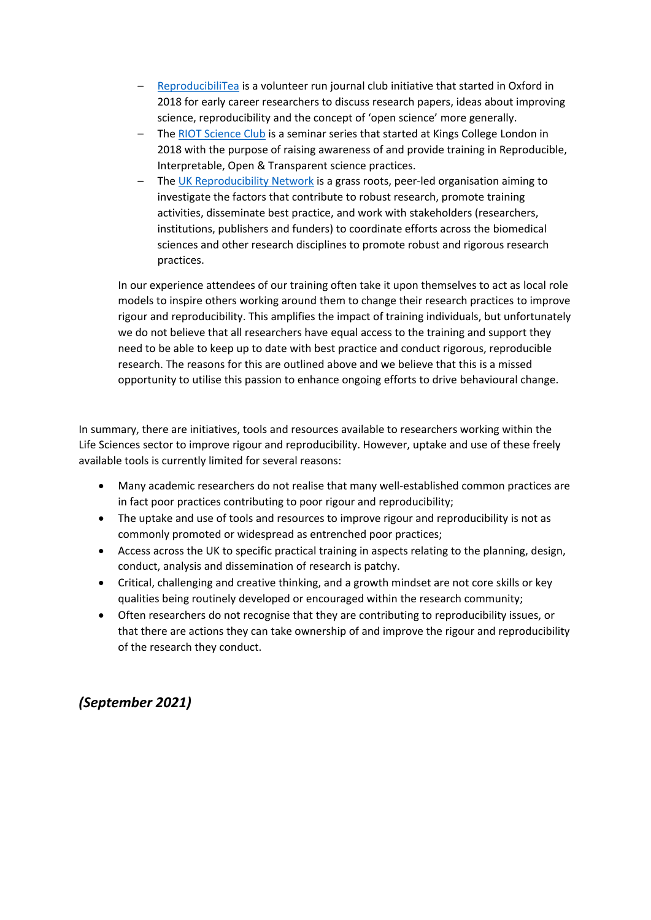- ReproducibiliTea is a volunteer run journal club initiative that started in Oxford in 2018 for early career researchers to discuss research papers, ideas about improving science, reproducibility and the concept of 'open science' more generally.
- The RIOT Science Club is a seminar series that started at Kings College London in 2018 with the purpose of raising awareness of and provide training in Reproducible, Interpretable, Open & Transparent science practices.
- The UK Reproducibility Network is a grass roots, peer-led organisation aiming to investigate the factors that contribute to robust research, promote training activities, disseminate best practice, and work with stakeholders (researchers, institutions, publishers and funders) to coordinate efforts across the biomedical sciences and other research disciplines to promote robust and rigorous research practices.

In our experience attendees of our training often take it upon themselves to act as local role models to inspire others working around them to change their research practices to improve rigour and reproducibility. This amplifies the impact of training individuals, but unfortunately we do not believe that all researchers have equal access to the training and support they need to be able to keep up to date with best practice and conduct rigorous, reproducible research. The reasons for this are outlined above and we believe that this is a missed opportunity to utilise this passion to enhance ongoing efforts to drive behavioural change.

In summary, there are initiatives, tools and resources available to researchers working within the Life Sciences sector to improve rigour and reproducibility. However, uptake and use of these freely available tools is currently limited for several reasons:

- Many academic researchers do not realise that many well-established common practices are in fact poor practices contributing to poor rigour and reproducibility;
- The uptake and use of tools and resources to improve rigour and reproducibility is not as commonly promoted or widespread as entrenched poor practices;
- Access across the UK to specific practical training in aspects relating to the planning, design, conduct, analysis and dissemination of research is patchy.
- Critical, challenging and creative thinking, and a growth mindset are not core skills or key qualities being routinely developed or encouraged within the research community;
- Often researchers do not recognise that they are contributing to reproducibility issues, or that there are actions they can take ownership of and improve the rigour and reproducibility of the research they conduct.

***(September 2021)***